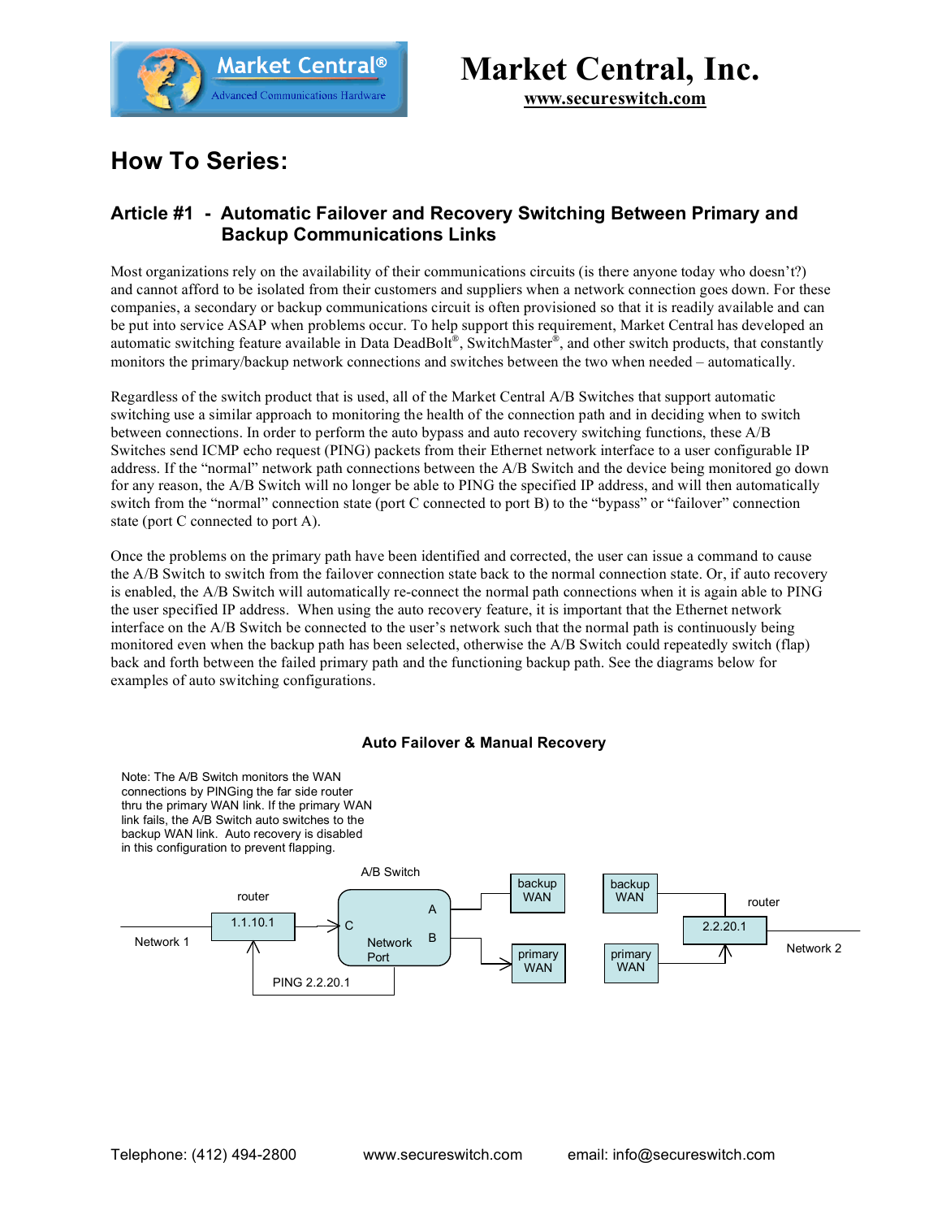# Market Central, Inc.

**www.secureswitch.com**

## How To Series:

### Article #1 - Automatic Failover and Recovery Switching Between Primary and Backup Communications Links

Most organizations rely on the availability of their communications circuits (is there anyone today who doesn't?) and cannot afford to be isolated from their customers and suppliers when a network connection goes down. For these companies, a secondary or backup communications circuit is often provisioned so that it is readily available and can be put into service ASAP when problems occur. To help support this requirement, Market Central has developed an automatic switching feature available in Data DeadBolt®, SwitchMaster®, and other switch products, that constantly monitors the primary/backup network connections and switches between the two when needed – automatically.

Regardless of the switch product that is used, all of the Market Central A/B Switches that support automatic switching use a similar approach to monitoring the health of the connection path and in deciding when to switch between connections. In order to perform the auto bypass and auto recovery switching functions, these A/B Switches send ICMP echo request (PING) packets from their Ethernet network interface to a user configurable IP address. If the "normal" network path connections between the A/B Switch and the device being monitored go down for any reason, the A/B Switch will no longer be able to PING the specified IP address, and will then automatically switch from the "normal" connection state (port C connected to port B) to the "bypass" or "failover" connection state (port C connected to port A).

Once the problems on the primary path have been identified and corrected, the user can issue a command to cause the A/B Switch to switch from the failover connection state back to the normal connection state. Or, if auto recovery is enabled, the A/B Switch will automatically re-connect the normal path connections when it is again able to PING the user specified IP address. When using the auto recovery feature, it is important that the Ethernet network interface on the A/B Switch be connected to the user's network such that the normal path is continuously being monitored even when the backup path has been selected, otherwise the A/B Switch could repeatedly switch (flap) back and forth between the failed primary path and the functioning backup path. See the diagrams below for examples of auto switching configurations.

**Auto Failover & Manual Recovery**

Note: The A/B Switch monitors the WAN connections by PINGing the far side router thru the primary WAN link. If the primary WAN link fails, the A/B Switch auto switches to the backup WAN link. Auto recovery is disabled in this configuration to prevent flapping.

A/B Switch; router; Network 1; 1.1.10.1; C; A; B; Network Port; PING 2.2.20.1; backup WAN; primary WAN; backup WAN; primary WAN; router; 2.2.20.1; Network 2

Telephone: (412) 494-2800 www.secureswitch.com email: info@secureswitch.com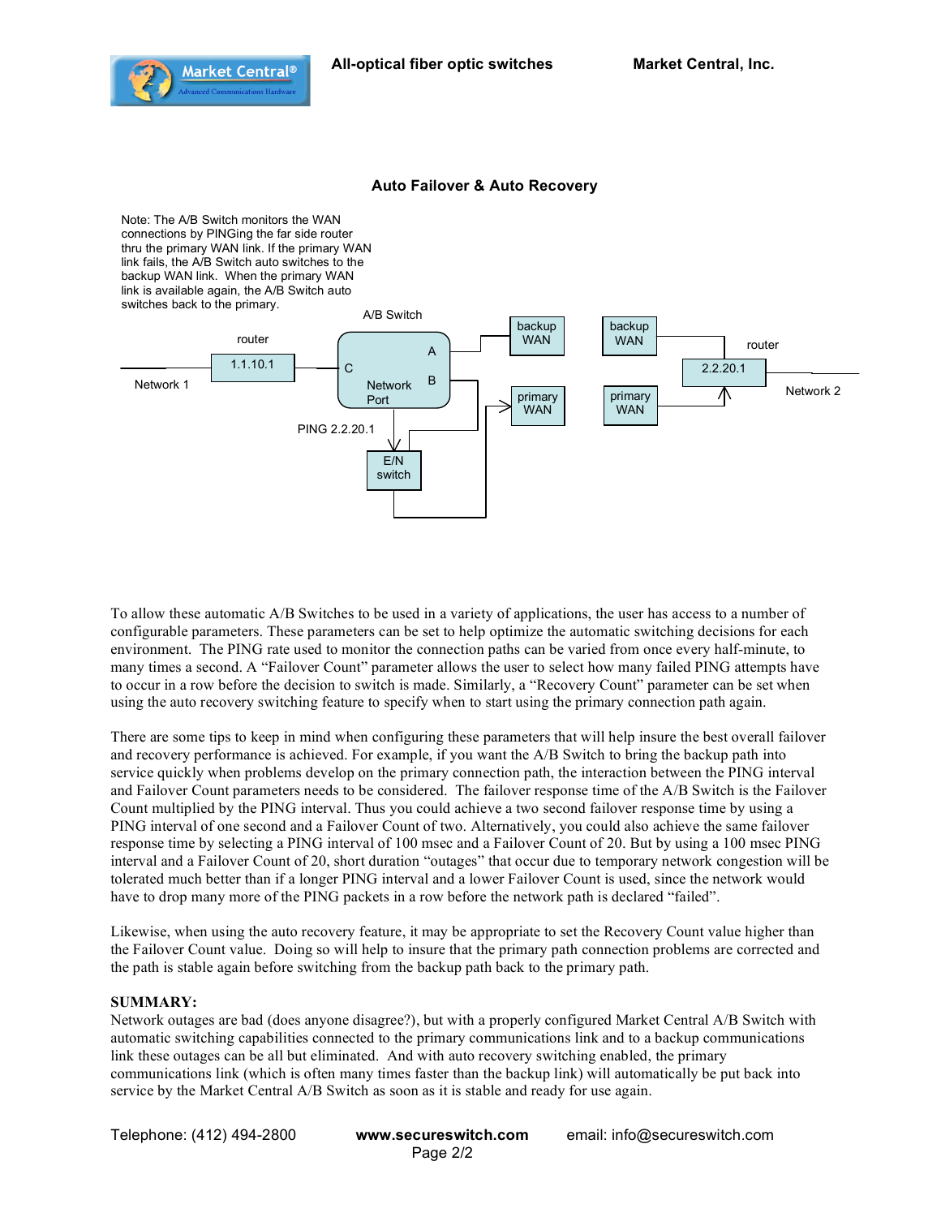## Auto Failover & Auto Recovery

Note: The A/B Switch monitors the WAN connections by PINGing the far side router thru the primary WAN link. If the primary WAN link fails, the A/B Switch auto switches to the backup WAN link. When the primary WAN link is available again, the A/B Switch auto switches back to the primary.

A/B Switch

router

1.1.10.1

Network 1

C

A

B

Network Port

PING 2.2.20.1

E/N switch

backup WAN

primary WAN

backup WAN

primary WAN

router

2.2.20.1

Network 2

To allow these automatic A/B Switches to be used in a variety of applications, the user has access to a number of configurable parameters. These parameters can be set to help optimize the automatic switching decisions for each environment. The PING rate used to monitor the connection paths can be varied from once every half-minute, to many times a second. A "Failover Count" parameter allows the user to select how many failed PING attempts have to occur in a row before the decision to switch is made. Similarly, a "Recovery Count" parameter can be set when using the auto recovery switching feature to specify when to start using the primary connection path again.

There are some tips to keep in mind when configuring these parameters that will help insure the best overall failover and recovery performance is achieved. For example, if you want the A/B Switch to bring the backup path into service quickly when problems develop on the primary connection path, the interaction between the PING interval and Failover Count parameters needs to be considered. The failover response time of the A/B Switch is the Failover Count multiplied by the PING interval. Thus you could achieve a two second failover response time by using a PING interval of one second and a Failover Count of two. Alternatively, you could also achieve the same failover response time by selecting a PING interval of 100 msec and a Failover Count of 20. But by using a 100 msec PING interval and a Failover Count of 20, short duration "outages" that occur due to temporary network congestion will be tolerated much better than if a longer PING interval and a lower Failover Count is used, since the network would have to drop many more of the PING packets in a row before the network path is declared "failed".

Likewise, when using the auto recovery feature, it may be appropriate to set the Recovery Count value higher than the Failover Count value. Doing so will help to insure that the primary path connection problems are corrected and the path is stable again before switching from the backup path back to the primary path.

**SUMMARY:**
Network outages are bad (does anyone disagree?), but with a properly configured Market Central A/B Switch with automatic switching capabilities connected to the primary communications link and to a backup communications link these outages can be all but eliminated. And with auto recovery switching enabled, the primary communications link (which is often many times faster than the backup link) will automatically be put back into service by the Market Central A/B Switch as soon as it is stable and ready for use again.

Telephone: (412) 494-2800 **www.secureswitch.com** email: info@secureswitch.com